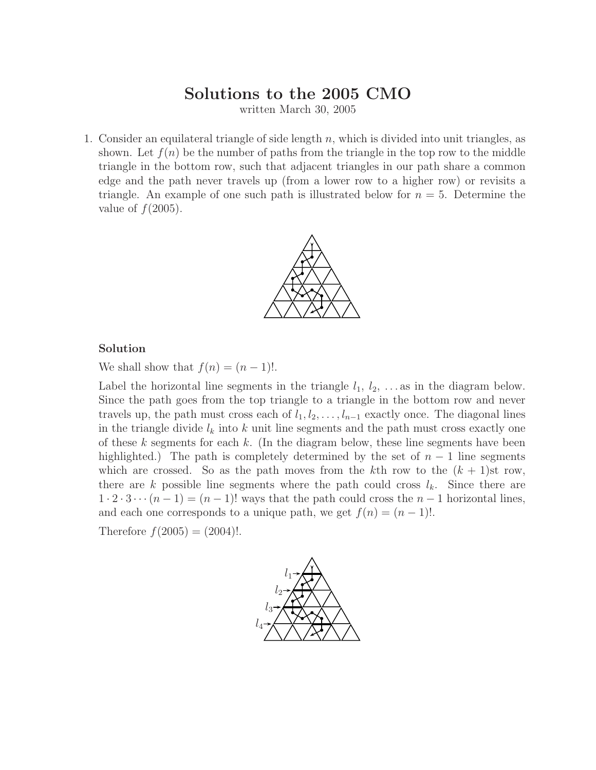# Solutions to the 2005 CMO

written March 30, 2005

1. Consider an equilateral triangle of side length $n$, which is divided into unit triangles, as shown. Let $f(n)$ be the number of paths from the triangle in the top row to the middle triangle in the bottom row, such that adjacent triangles in our path share a common edge and the path never travels up (from a lower row to a higher row) or revisits a triangle. An example of one such path is illustrated below for $n = 5$. Determine the value of $f(2005)$.

### Solution

We shall show that $f(n) = (n-1)!$.

Label the horizontal line segments in the triangle $l_1$, $l_2$, ... as in the diagram below. Since the path goes from the top triangle to a triangle in the bottom row and never travels up, the path must cross each of $l_1, l_2, \ldots, l_{n-1}$ exactly once. The diagonal lines in the triangle divide $l_k$ into $k$ unit line segments and the path must cross exactly one of these $k$ segments for each $k$. (In the diagram below, these line segments have been highlighted.) The path is completely determined by the set of $n-1$ line segments which are crossed. So as the path moves from the $k$th row to the $(k+1)$st row, there are $k$ possible line segments where the path could cross $l_k$. Since there are $1 \cdot 2 \cdot 3 \cdots (n-1) = (n-1)!$ ways that the path could cross the $n-1$ horizontal lines, and each one corresponds to a unique path, we get $f(n) = (n-1)!$.

Therefore $f(2005) = (2004)!$.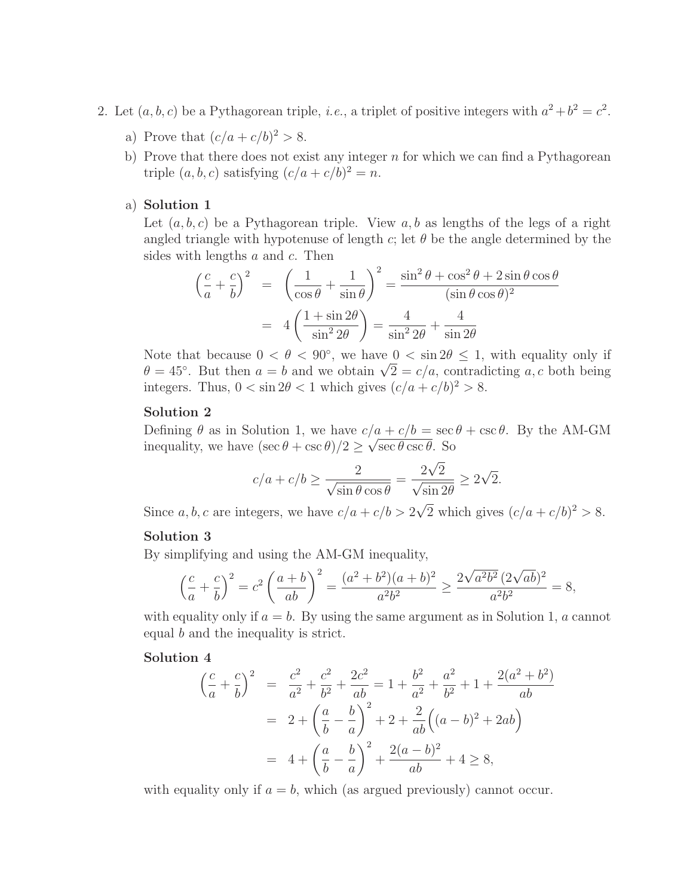2. Let $(a, b, c)$ be a Pythagorean triple, *i.e.*, a triplet of positive integers with $a^2 + b^2 = c^2$.

   a) Prove that $(c/a + c/b)^2 > 8$.

   b) Prove that there does not exist any integer $n$ for which we can find a Pythagorean triple $(a, b, c)$ satisfying $(c/a + c/b)^2 = n$.

a) **Solution 1**

Let $(a, b, c)$ be a Pythagorean triple. View $a, b$ as lengths of the legs of a right angled triangle with hypotenuse of length $c$; let $\theta$ be the angle determined by the sides with lengths $a$ and $c$. Then

$$\begin{aligned}
\left(\frac{c}{a} + \frac{c}{b}\right)^2 &= \left(\frac{1}{\cos\theta} + \frac{1}{\sin\theta}\right)^2 = \frac{\sin^2\theta + \cos^2\theta + 2\sin\theta\cos\theta}{(\sin\theta\cos\theta)^2} \\
&= 4\left(\frac{1 + \sin 2\theta}{\sin^2 2\theta}\right) = \frac{4}{\sin^2 2\theta} + \frac{4}{\sin 2\theta}
\end{aligned}$$

Note that because $0 < \theta < 90°$, we have $0 < \sin 2\theta \leq 1$, with equality only if $\theta = 45°$. But then $a = b$ and we obtain $\sqrt{2} = c/a$, contradicting $a, c$ both being integers. Thus, $0 < \sin 2\theta < 1$ which gives $(c/a + c/b)^2 > 8$.

**Solution 2**

Defining $\theta$ as in Solution 1, we have $c/a + c/b = \sec\theta + \csc\theta$. By the AM-GM inequality, we have $(\sec\theta + \csc\theta)/2 \geq \sqrt{\sec\theta\csc\theta}$. So

$$c/a + c/b \geq \frac{2}{\sqrt{\sin\theta\cos\theta}} = \frac{2\sqrt{2}}{\sqrt{\sin 2\theta}} \geq 2\sqrt{2}.$$

Since $a, b, c$ are integers, we have $c/a + c/b > 2\sqrt{2}$ which gives $(c/a + c/b)^2 > 8$.

**Solution 3**

By simplifying and using the AM-GM inequality,

$$\left(\frac{c}{a} + \frac{c}{b}\right)^2 = c^2\left(\frac{a+b}{ab}\right)^2 = \frac{(a^2+b^2)(a+b)^2}{a^2b^2} \geq \frac{2\sqrt{a^2b^2}\,(2\sqrt{ab})^2}{a^2b^2} = 8,$$

with equality only if $a = b$. By using the same argument as in Solution 1, $a$ cannot equal $b$ and the inequality is strict.

**Solution 4**

$$\begin{aligned}
\left(\frac{c}{a} + \frac{c}{b}\right)^2 &= \frac{c^2}{a^2} + \frac{c^2}{b^2} + \frac{2c^2}{ab} = 1 + \frac{b^2}{a^2} + \frac{a^2}{b^2} + 1 + \frac{2(a^2+b^2)}{ab} \\
&= 2 + \left(\frac{a}{b} - \frac{b}{a}\right)^2 + 2 + \frac{2}{ab}\Big((a-b)^2 + 2ab\Big) \\
&= 4 + \left(\frac{a}{b} - \frac{b}{a}\right)^2 + \frac{2(a-b)^2}{ab} + 4 \geq 8,
\end{aligned}$$

with equality only if $a = b$, which (as argued previously) cannot occur.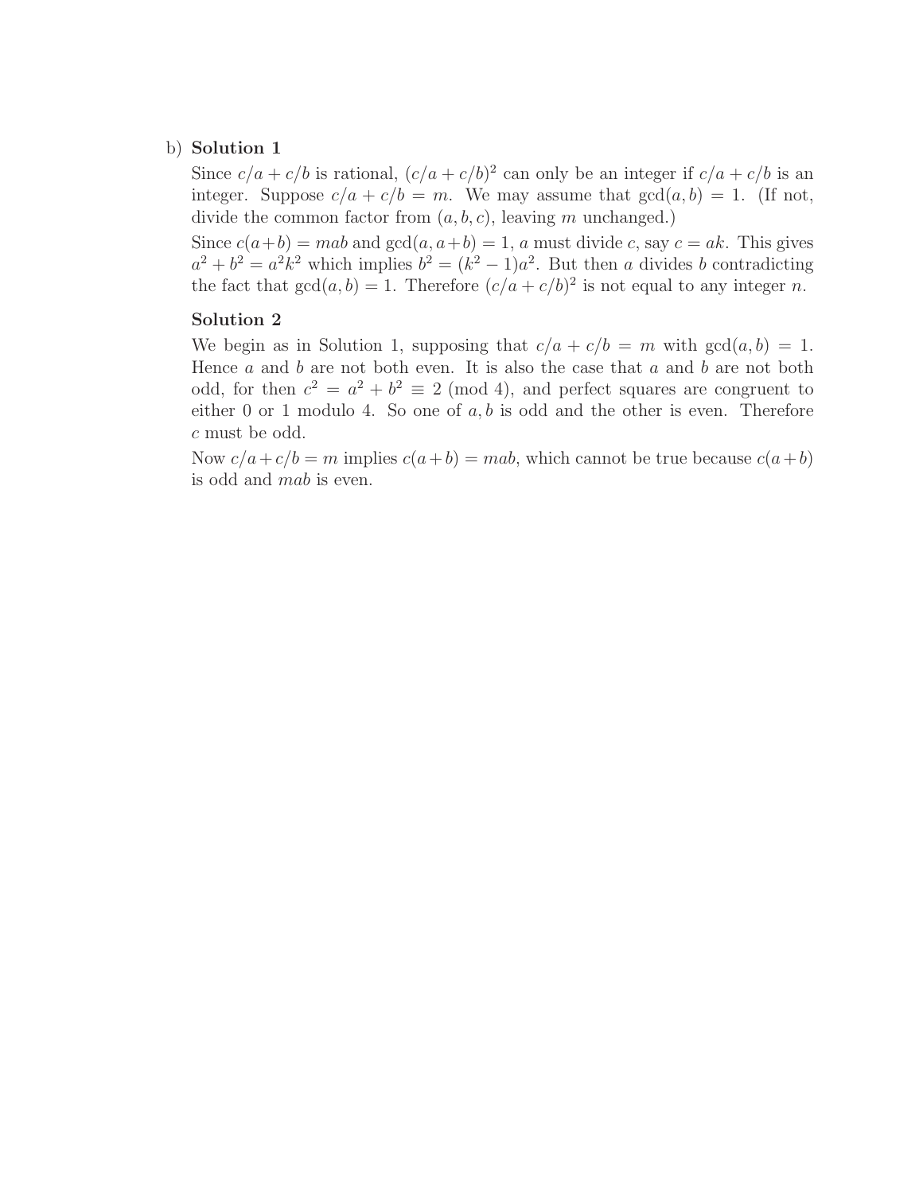b) **Solution 1**

Since $c/a + c/b$ is rational, $(c/a + c/b)^2$ can only be an integer if $c/a + c/b$ is an integer. Suppose $c/a + c/b = m$. We may assume that $\gcd(a, b) = 1$. (If not, divide the common factor from $(a, b, c)$, leaving $m$ unchanged.)

Since $c(a+b) = mab$ and $\gcd(a, a+b) = 1$, $a$ must divide $c$, say $c = ak$. This gives $a^2 + b^2 = a^2k^2$ which implies $b^2 = (k^2 - 1)a^2$. But then $a$ divides $b$ contradicting the fact that $\gcd(a, b) = 1$. Therefore $(c/a + c/b)^2$ is not equal to any integer $n$.

**Solution 2**

We begin as in Solution 1, supposing that $c/a + c/b = m$ with $\gcd(a, b) = 1$. Hence $a$ and $b$ are not both even. It is also the case that $a$ and $b$ are not both odd, for then $c^2 = a^2 + b^2 \equiv 2 \pmod 4$, and perfect squares are congruent to either 0 or 1 modulo 4. So one of $a, b$ is odd and the other is even. Therefore $c$ must be odd.

Now $c/a + c/b = m$ implies $c(a+b) = mab$, which cannot be true because $c(a+b)$ is odd and $mab$ is even.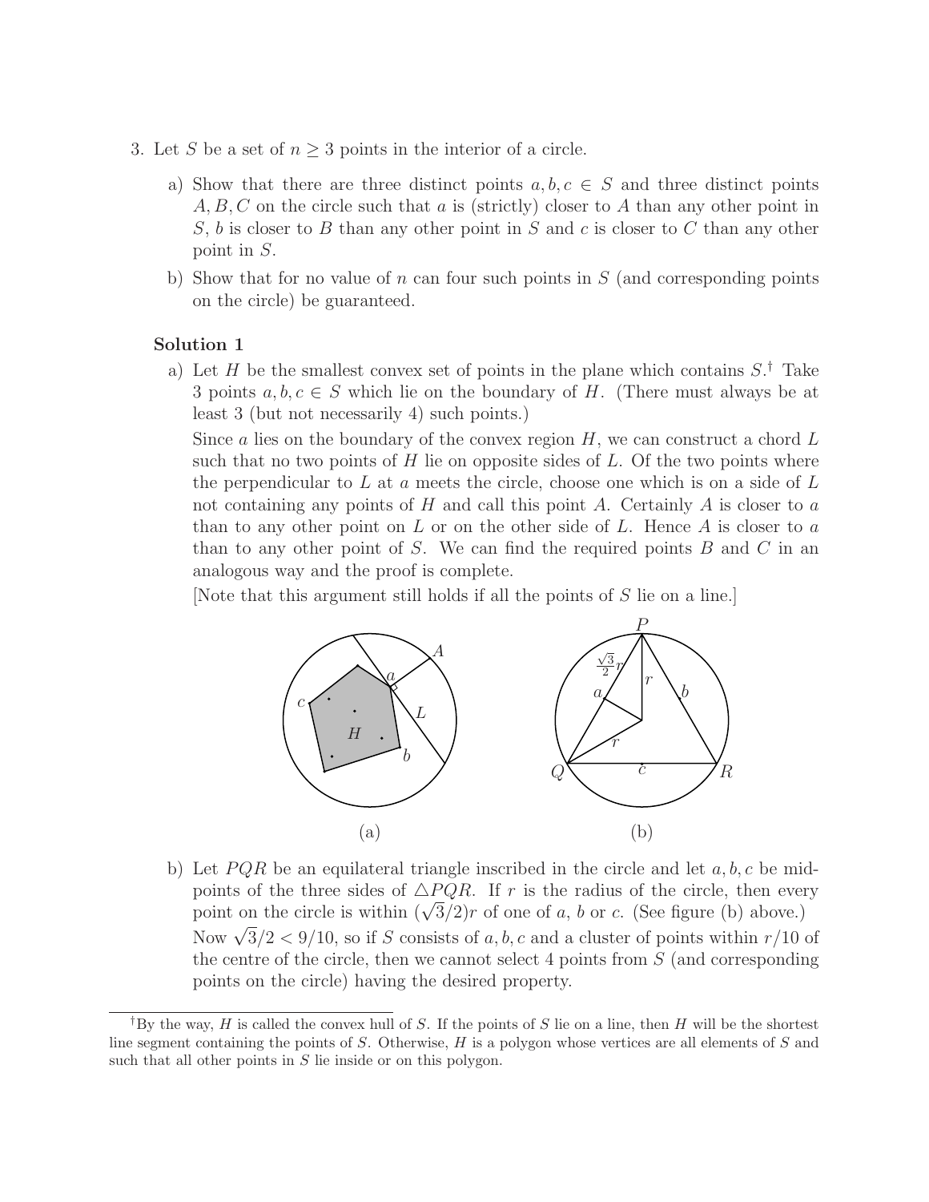3. Let $S$ be a set of $n \geq 3$ points in the interior of a circle.

   a) Show that there are three distinct points $a, b, c \in S$ and three distinct points $A, B, C$ on the circle such that $a$ is (strictly) closer to $A$ than any other point in $S$, $b$ is closer to $B$ than any other point in $S$ and $c$ is closer to $C$ than any other point in $S$.

   b) Show that for no value of $n$ can four such points in $S$ (and corresponding points on the circle) be guaranteed.

### Solution 1

a) Let $H$ be the smallest convex set of points in the plane which contains $S$.[†] Take 3 points $a, b, c \in S$ which lie on the boundary of $H$. (There must always be at least 3 (but not necessarily 4) such points.)

Since $a$ lies on the boundary of the convex region $H$, we can construct a chord $L$ such that no two points of $H$ lie on opposite sides of $L$. Of the two points where the perpendicular to $L$ at $a$ meets the circle, choose one which is on a side of $L$ not containing any points of $H$ and call this point $A$. Certainly $A$ is closer to $a$ than to any other point on $L$ or on the other side of $L$. Hence $A$ is closer to $a$ than to any other point of $S$. We can find the required points $B$ and $C$ in an analogous way and the proof is complete.

[Note that this argument still holds if all the points of $S$ lie on a line.]

(a) (b)

b) Let $PQR$ be an equilateral triangle inscribed in the circle and let $a, b, c$ be midpoints of the three sides of $\triangle PQR$. If $r$ is the radius of the circle, then every point on the circle is within $(\sqrt{3}/2)r$ of one of $a$, $b$ or $c$. (See figure (b) above.) Now $\sqrt{3}/2 < 9/10$, so if $S$ consists of $a, b, c$ and a cluster of points within $r/10$ of the centre of the circle, then we cannot select 4 points from $S$ (and corresponding points on the circle) having the desired property.

---

[†] By the way, $H$ is called the convex hull of $S$. If the points of $S$ lie on a line, then $H$ will be the shortest line segment containing the points of $S$. Otherwise, $H$ is a polygon whose vertices are all elements of $S$ and such that all other points in $S$ lie inside or on this polygon.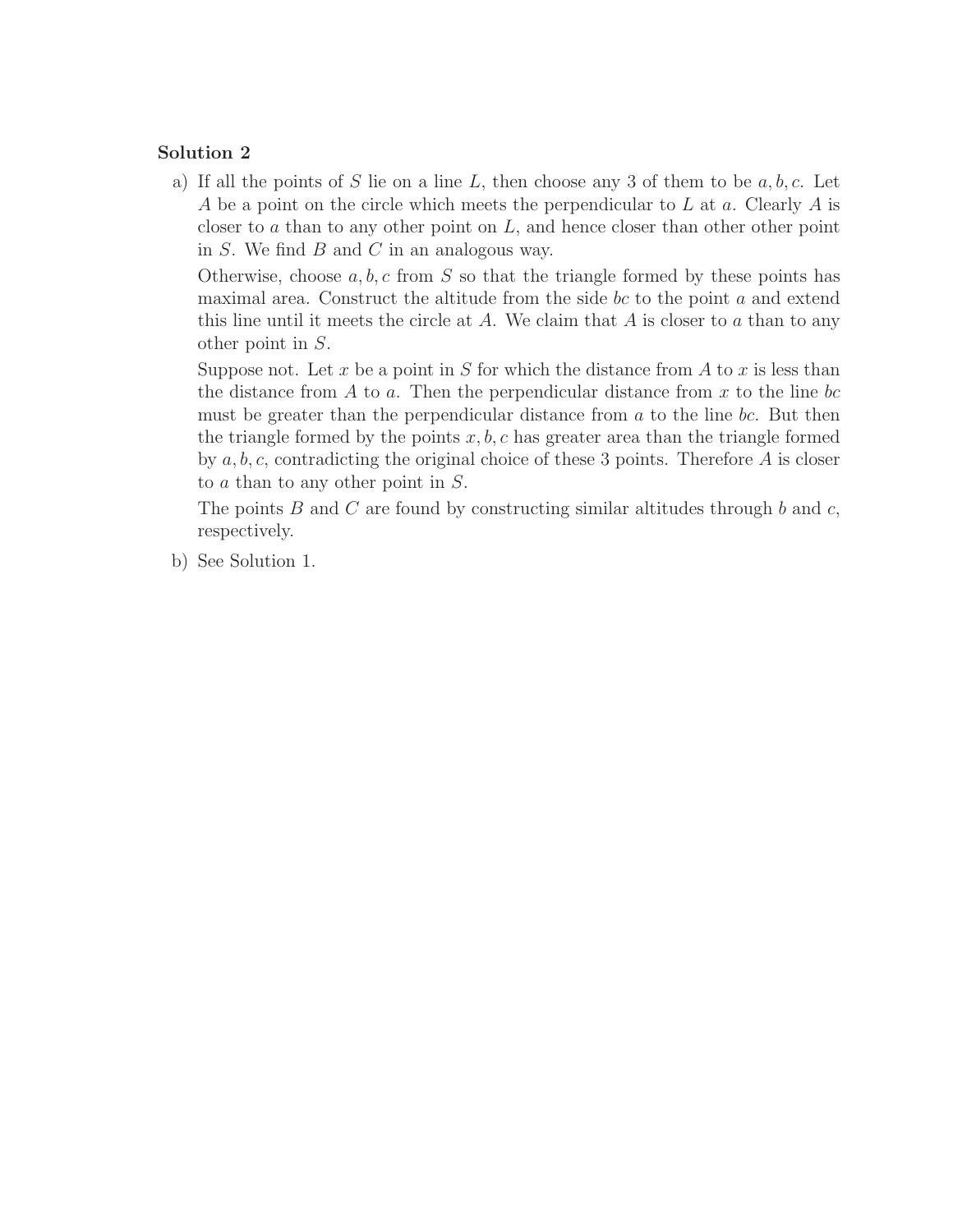**Solution 2**

a) If all the points of $S$ lie on a line $L$, then choose any 3 of them to be $a, b, c$. Let $A$ be a point on the circle which meets the perpendicular to $L$ at $a$. Clearly $A$ is closer to $a$ than to any other point on $L$, and hence closer than other other point in $S$. We find $B$ and $C$ in an analogous way.

   Otherwise, choose $a, b, c$ from $S$ so that the triangle formed by these points has maximal area. Construct the altitude from the side $bc$ to the point $a$ and extend this line until it meets the circle at $A$. We claim that $A$ is closer to $a$ than to any other point in $S$.

   Suppose not. Let $x$ be a point in $S$ for which the distance from $A$ to $x$ is less than the distance from $A$ to $a$. Then the perpendicular distance from $x$ to the line $bc$ must be greater than the perpendicular distance from $a$ to the line $bc$. But then the triangle formed by the points $x, b, c$ has greater area than the triangle formed by $a, b, c$, contradicting the original choice of these 3 points. Therefore $A$ is closer to $a$ than to any other point in $S$.

   The points $B$ and $C$ are found by constructing similar altitudes through $b$ and $c$, respectively.

b) See Solution 1.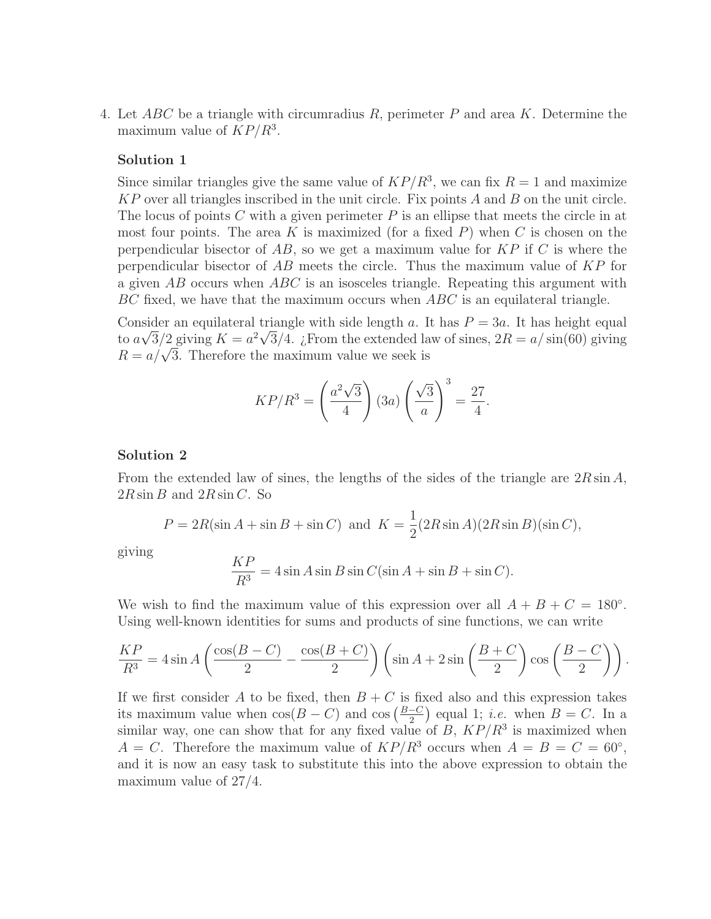4. Let $ABC$ be a triangle with circumradius $R$, perimeter $P$ and area $K$. Determine the maximum value of $KP/R^3$.

**Solution 1**

Since similar triangles give the same value of $KP/R^3$, we can fix $R = 1$ and maximize $KP$ over all triangles inscribed in the unit circle. Fix points $A$ and $B$ on the unit circle. The locus of points $C$ with a given perimeter $P$ is an ellipse that meets the circle in at most four points. The area $K$ is maximized (for a fixed $P$) when $C$ is chosen on the perpendicular bisector of $AB$, so we get a maximum value for $KP$ if $C$ is where the perpendicular bisector of $AB$ meets the circle. Thus the maximum value of $KP$ for a given $AB$ occurs when $ABC$ is an isosceles triangle. Repeating this argument with $BC$ fixed, we have that the maximum occurs when $ABC$ is an equilateral triangle.

Consider an equilateral triangle with side length $a$. It has $P = 3a$. It has height equal to $a\sqrt{3}/2$ giving $K = a^2\sqrt{3}/4$. ¿From the extended law of sines, $2R = a/\sin(60)$ giving $R = a/\sqrt{3}$. Therefore the maximum value we seek is

$$KP/R^3 = \left(\frac{a^2\sqrt{3}}{4}\right)(3a)\left(\frac{\sqrt{3}}{a}\right)^3 = \frac{27}{4}.$$

**Solution 2**

From the extended law of sines, the lengths of the sides of the triangle are $2R\sin A$, $2R\sin B$ and $2R\sin C$. So

$$P = 2R(\sin A + \sin B + \sin C) \text{ and } K = \frac{1}{2}(2R\sin A)(2R\sin B)(\sin C),$$

giving

$$\frac{KP}{R^3} = 4\sin A\sin B\sin C(\sin A + \sin B + \sin C).$$

We wish to find the maximum value of this expression over all $A + B + C = 180^\circ$. Using well-known identities for sums and products of sine functions, we can write

$$\frac{KP}{R^3} = 4\sin A\left(\frac{\cos(B-C)}{2} - \frac{\cos(B+C)}{2}\right)\left(\sin A + 2\sin\left(\frac{B+C}{2}\right)\cos\left(\frac{B-C}{2}\right)\right).$$

If we first consider $A$ to be fixed, then $B + C$ is fixed also and this expression takes its maximum value when $\cos(B - C)$ and $\cos\left(\frac{B-C}{2}\right)$ equal 1; *i.e.* when $B = C$. In a similar way, one can show that for any fixed value of $B$, $KP/R^3$ is maximized when $A = C$. Therefore the maximum value of $KP/R^3$ occurs when $A = B = C = 60^\circ$, and it is now an easy task to substitute this into the above expression to obtain the maximum value of $27/4$.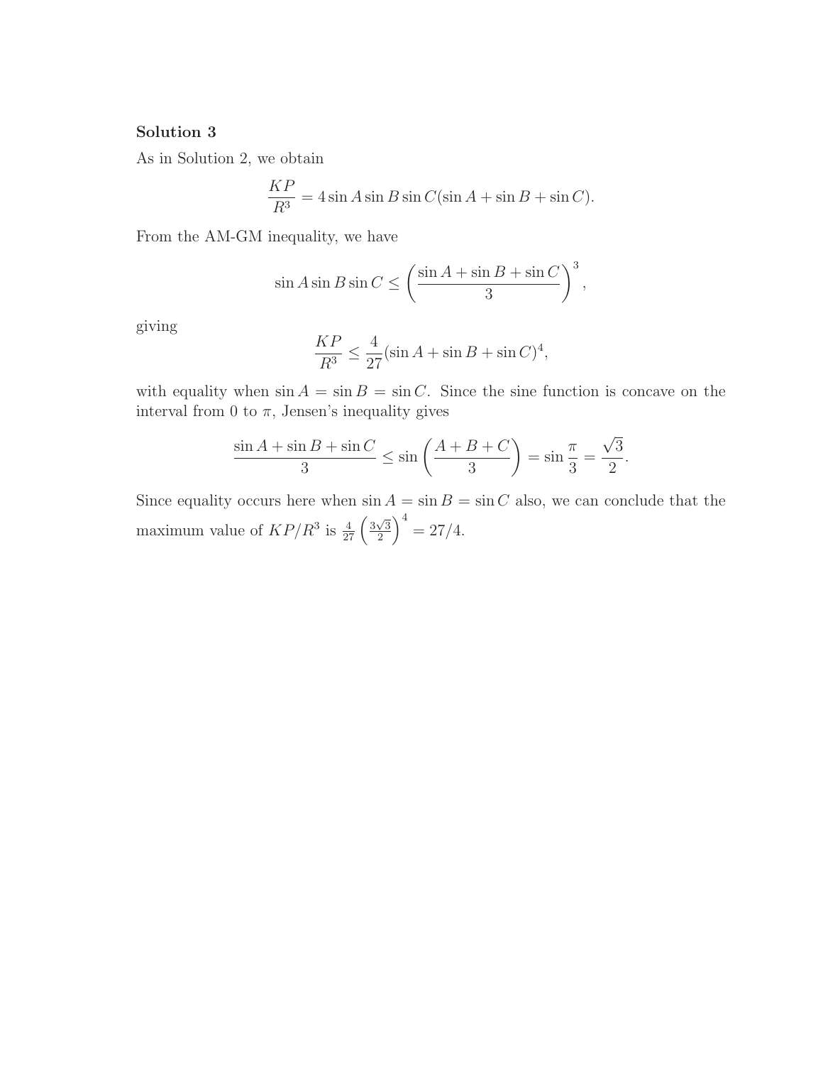**Solution 3**

As in Solution 2, we obtain

$$\frac{KP}{R^3} = 4\sin A \sin B \sin C(\sin A + \sin B + \sin C).$$

From the AM-GM inequality, we have

$$\sin A \sin B \sin C \leq \left(\frac{\sin A + \sin B + \sin C}{3}\right)^3,$$

giving

$$\frac{KP}{R^3} \leq \frac{4}{27}(\sin A + \sin B + \sin C)^4,$$

with equality when $\sin A = \sin B = \sin C$. Since the sine function is concave on the interval from 0 to $\pi$, Jensen's inequality gives

$$\frac{\sin A + \sin B + \sin C}{3} \leq \sin\left(\frac{A + B + C}{3}\right) = \sin\frac{\pi}{3} = \frac{\sqrt{3}}{2}.$$

Since equality occurs here when $\sin A = \sin B = \sin C$ also, we can conclude that the maximum value of $KP/R^3$ is $\frac{4}{27}\left(\frac{3\sqrt{3}}{2}\right)^4 = 27/4$.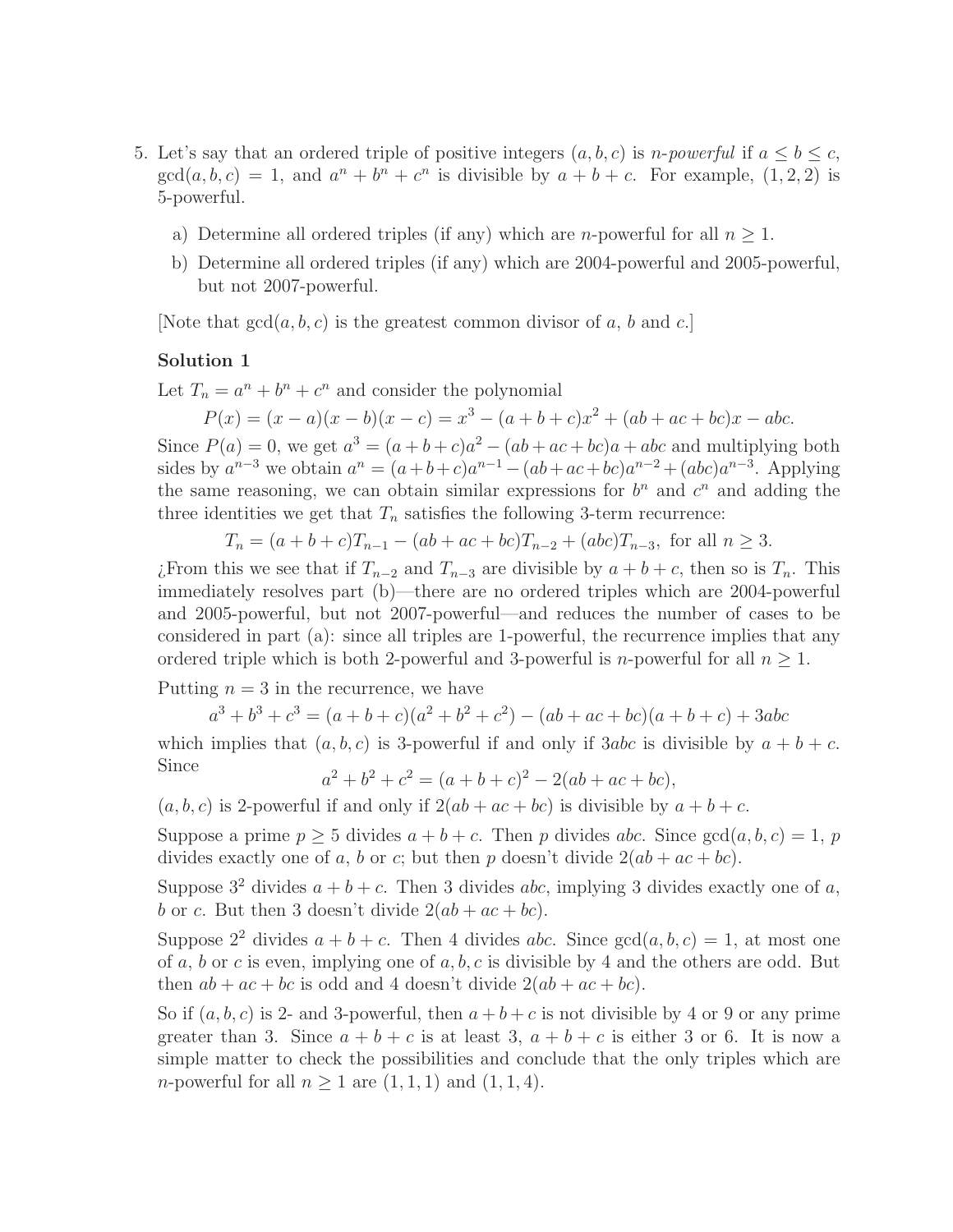5. Let's say that an ordered triple of positive integers $(a, b, c)$ is *n-powerful* if $a \le b \le c$, $\gcd(a, b, c) = 1$, and $a^n + b^n + c^n$ is divisible by $a + b + c$. For example, $(1, 2, 2)$ is 5-powerful.

   a) Determine all ordered triples (if any) which are $n$-powerful for all $n \ge 1$.

   b) Determine all ordered triples (if any) which are 2004-powerful and 2005-powerful, but not 2007-powerful.

[Note that $\gcd(a, b, c)$ is the greatest common divisor of $a$, $b$ and $c$.]

### Solution 1

Let $T_n = a^n + b^n + c^n$ and consider the polynomial

$$P(x) = (x - a)(x - b)(x - c) = x^3 - (a + b + c)x^2 + (ab + ac + bc)x - abc.$$

Since $P(a) = 0$, we get $a^3 = (a + b + c)a^2 - (ab + ac + bc)a + abc$ and multiplying both sides by $a^{n-3}$ we obtain $a^n = (a+b+c)a^{n-1} - (ab+ac+bc)a^{n-2} + (abc)a^{n-3}$. Applying the same reasoning, we can obtain similar expressions for $b^n$ and $c^n$ and adding the three identities we get that $T_n$ satisfies the following 3-term recurrence:

$$T_n = (a + b + c)T_{n-1} - (ab + ac + bc)T_{n-2} + (abc)T_{n-3}, \text{ for all } n \ge 3.$$

¿From this we see that if $T_{n-2}$ and $T_{n-3}$ are divisible by $a + b + c$, then so is $T_n$. This immediately resolves part (b)—there are no ordered triples which are 2004-powerful and 2005-powerful, but not 2007-powerful—and reduces the number of cases to be considered in part (a): since all triples are 1-powerful, the recurrence implies that any ordered triple which is both 2-powerful and 3-powerful is $n$-powerful for all $n \ge 1$.

Putting $n = 3$ in the recurrence, we have

$$a^3 + b^3 + c^3 = (a + b + c)(a^2 + b^2 + c^2) - (ab + ac + bc)(a + b + c) + 3abc$$

which implies that $(a, b, c)$ is 3-powerful if and only if $3abc$ is divisible by $a + b + c$. Since

$$a^2 + b^2 + c^2 = (a + b + c)^2 - 2(ab + ac + bc),$$

$(a, b, c)$ is 2-powerful if and only if $2(ab + ac + bc)$ is divisible by $a + b + c$.

Suppose a prime $p \ge 5$ divides $a + b + c$. Then $p$ divides $abc$. Since $\gcd(a, b, c) = 1$, $p$ divides exactly one of $a$, $b$ or $c$; but then $p$ doesn't divide $2(ab + ac + bc)$.

Suppose $3^2$ divides $a + b + c$. Then 3 divides $abc$, implying 3 divides exactly one of $a$, $b$ or $c$. But then 3 doesn't divide $2(ab + ac + bc)$.

Suppose $2^2$ divides $a + b + c$. Then 4 divides $abc$. Since $\gcd(a, b, c) = 1$, at most one of $a$, $b$ or $c$ is even, implying one of $a, b, c$ is divisible by 4 and the others are odd. But then $ab + ac + bc$ is odd and 4 doesn't divide $2(ab + ac + bc)$.

So if $(a, b, c)$ is 2- and 3-powerful, then $a + b + c$ is not divisible by 4 or 9 or any prime greater than 3. Since $a + b + c$ is at least 3, $a + b + c$ is either 3 or 6. It is now a simple matter to check the possibilities and conclude that the only triples which are $n$-powerful for all $n \ge 1$ are $(1, 1, 1)$ and $(1, 1, 4)$.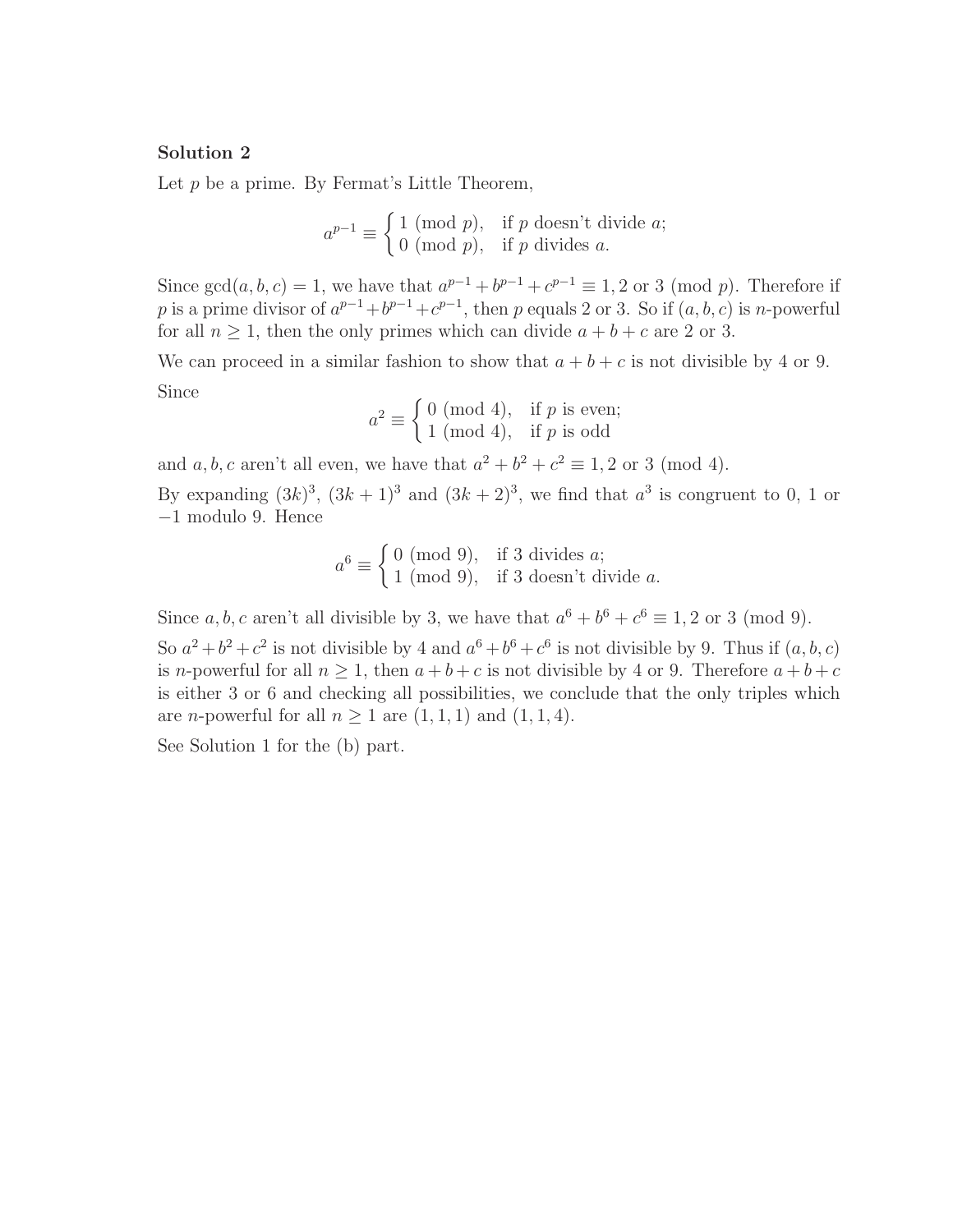**Solution 2**

Let $p$ be a prime. By Fermat's Little Theorem,

$$a^{p-1} \equiv \begin{cases} 1 \pmod{p}, & \text{if } p \text{ doesn't divide } a; \\ 0 \pmod{p}, & \text{if } p \text{ divides } a. \end{cases}$$

Since $\gcd(a, b, c) = 1$, we have that $a^{p-1} + b^{p-1} + c^{p-1} \equiv 1, 2$ or $3 \pmod{p}$. Therefore if $p$ is a prime divisor of $a^{p-1} + b^{p-1} + c^{p-1}$, then $p$ equals 2 or 3. So if $(a, b, c)$ is $n$-powerful for all $n \geq 1$, then the only primes which can divide $a + b + c$ are 2 or 3.

We can proceed in a similar fashion to show that $a + b + c$ is not divisible by 4 or 9.

Since

$$a^2 \equiv \begin{cases} 0 \pmod{4}, & \text{if } p \text{ is even;} \\ 1 \pmod{4}, & \text{if } p \text{ is odd} \end{cases}$$

and $a, b, c$ aren't all even, we have that $a^2 + b^2 + c^2 \equiv 1, 2$ or $3 \pmod{4}$.

By expanding $(3k)^3$, $(3k + 1)^3$ and $(3k + 2)^3$, we find that $a^3$ is congruent to 0, 1 or $-1$ modulo 9. Hence

$$a^6 \equiv \begin{cases} 0 \pmod{9}, & \text{if 3 divides } a; \\ 1 \pmod{9}, & \text{if 3 doesn't divide } a. \end{cases}$$

Since $a, b, c$ aren't all divisible by 3, we have that $a^6 + b^6 + c^6 \equiv 1, 2$ or $3 \pmod{9}$.

So $a^2 + b^2 + c^2$ is not divisible by 4 and $a^6 + b^6 + c^6$ is not divisible by 9. Thus if $(a, b, c)$ is $n$-powerful for all $n \geq 1$, then $a + b + c$ is not divisible by 4 or 9. Therefore $a + b + c$ is either 3 or 6 and checking all possibilities, we conclude that the only triples which are $n$-powerful for all $n \geq 1$ are $(1, 1, 1)$ and $(1, 1, 4)$.

See Solution 1 for the (b) part.